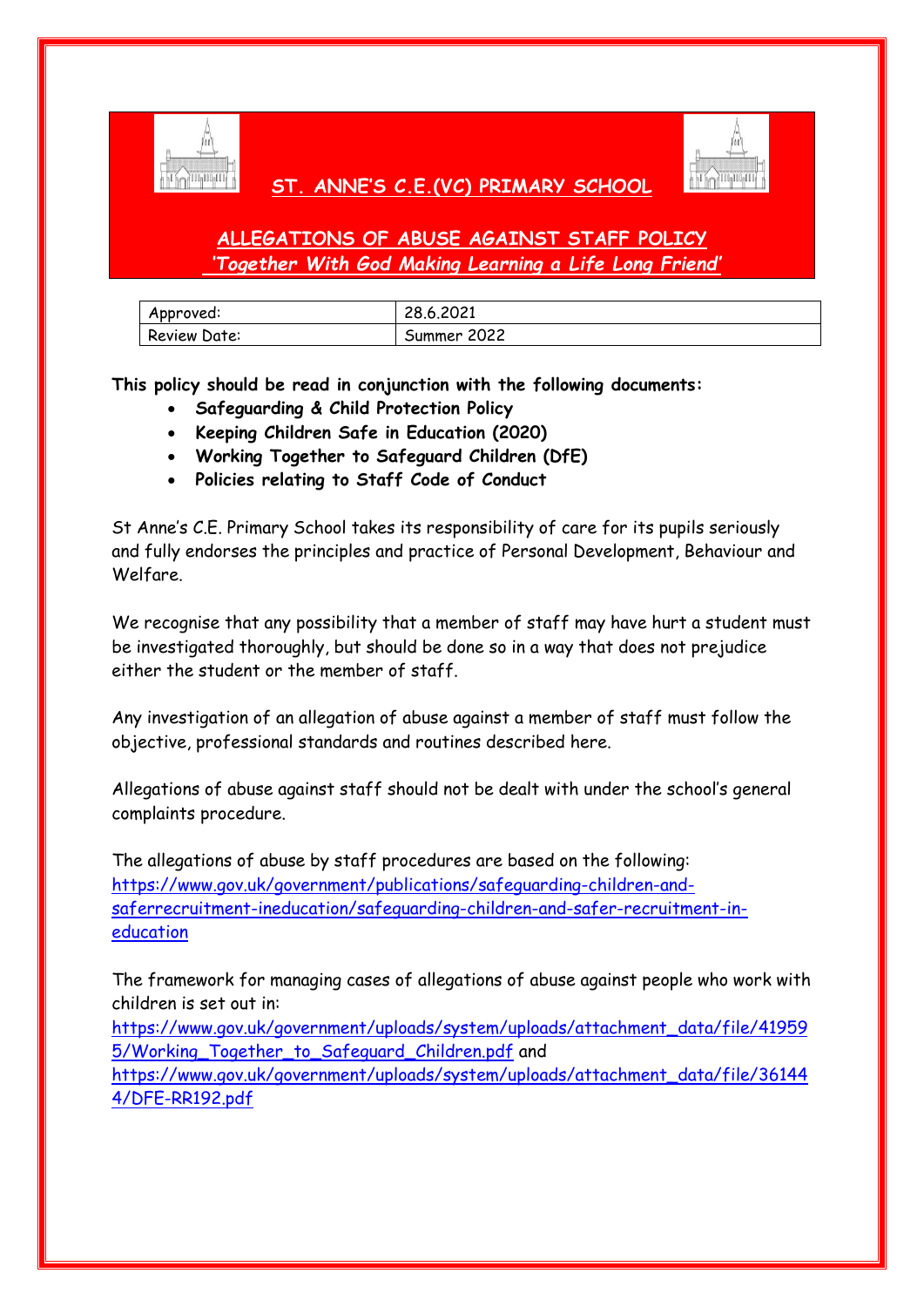# ST. ANNE'S C.E.(VC) PRIMARY SCHOOL

## ALLEGATIONS OF ABUSE AGAINST STAFF POLICY

*'Together With God Making Learning a Life Long Friend'*

| Approved: | 28.6.2021 |
|---|---|
| Review Date: | Summer 2022 |

**This policy should be read in conjunction with the following documents:**

- **Safeguarding & Child Protection Policy**
- **Keeping Children Safe in Education (2020)**
- **Working Together to Safeguard Children (DfE)**
- **Policies relating to Staff Code of Conduct**

St Anne's C.E. Primary School takes its responsibility of care for its pupils seriously and fully endorses the principles and practice of Personal Development, Behaviour and Welfare.

We recognise that any possibility that a member of staff may have hurt a student must be investigated thoroughly, but should be done so in a way that does not prejudice either the student or the member of staff.

Any investigation of an allegation of abuse against a member of staff must follow the objective, professional standards and routines described here.

Allegations of abuse against staff should not be dealt with under the school's general complaints procedure.

The allegations of abuse by staff procedures are based on the following:
https://www.gov.uk/government/publications/safeguarding-children-and-saferrecruitment-ineducation/safeguarding-children-and-safer-recruitment-in-education

The framework for managing cases of allegations of abuse against people who work with children is set out in:
https://www.gov.uk/government/uploads/system/uploads/attachment_data/file/419595/Working_Together_to_Safeguard_Children.pdf and
https://www.gov.uk/government/uploads/system/uploads/attachment_data/file/361444/DFE-RR192.pdf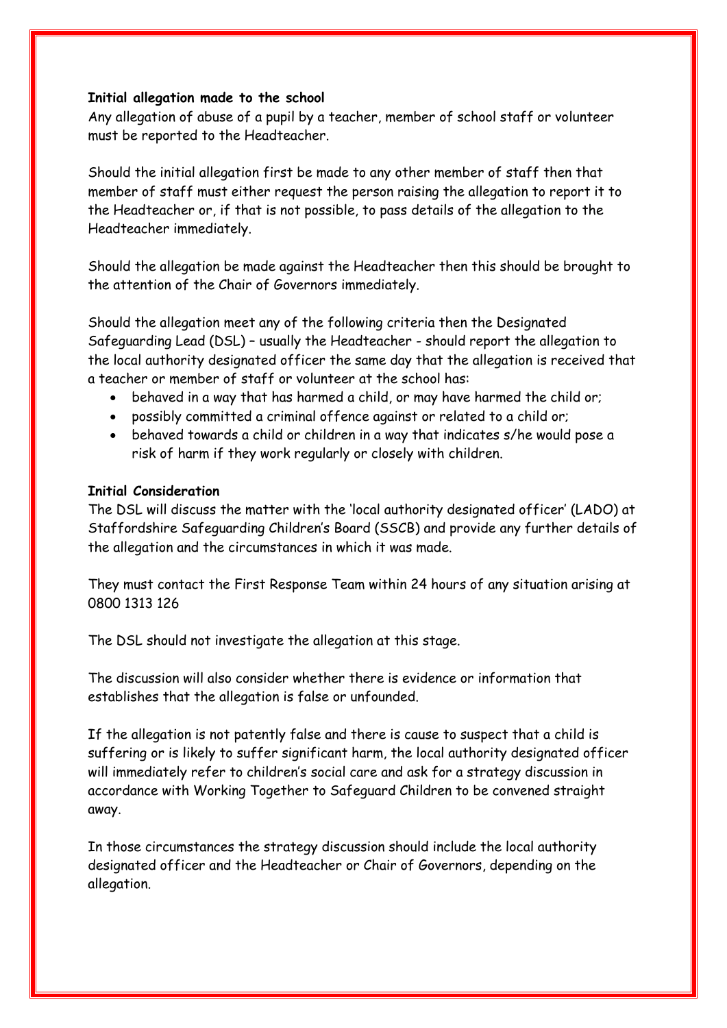**Initial allegation made to the school**

Any allegation of abuse of a pupil by a teacher, member of school staff or volunteer must be reported to the Headteacher.

Should the initial allegation first be made to any other member of staff then that member of staff must either request the person raising the allegation to report it to the Headteacher or, if that is not possible, to pass details of the allegation to the Headteacher immediately.

Should the allegation be made against the Headteacher then this should be brought to the attention of the Chair of Governors immediately.

Should the allegation meet any of the following criteria then the Designated Safeguarding Lead (DSL) – usually the Headteacher - should report the allegation to the local authority designated officer the same day that the allegation is received that a teacher or member of staff or volunteer at the school has:

- behaved in a way that has harmed a child, or may have harmed the child or;
- possibly committed a criminal offence against or related to a child or;
- behaved towards a child or children in a way that indicates s/he would pose a risk of harm if they work regularly or closely with children.

**Initial Consideration**

The DSL will discuss the matter with the 'local authority designated officer' (LADO) at Staffordshire Safeguarding Children's Board (SSCB) and provide any further details of the allegation and the circumstances in which it was made.

They must contact the First Response Team within 24 hours of any situation arising at 0800 1313 126

The DSL should not investigate the allegation at this stage.

The discussion will also consider whether there is evidence or information that establishes that the allegation is false or unfounded.

If the allegation is not patently false and there is cause to suspect that a child is suffering or is likely to suffer significant harm, the local authority designated officer will immediately refer to children's social care and ask for a strategy discussion in accordance with Working Together to Safeguard Children to be convened straight away.

In those circumstances the strategy discussion should include the local authority designated officer and the Headteacher or Chair of Governors, depending on the allegation.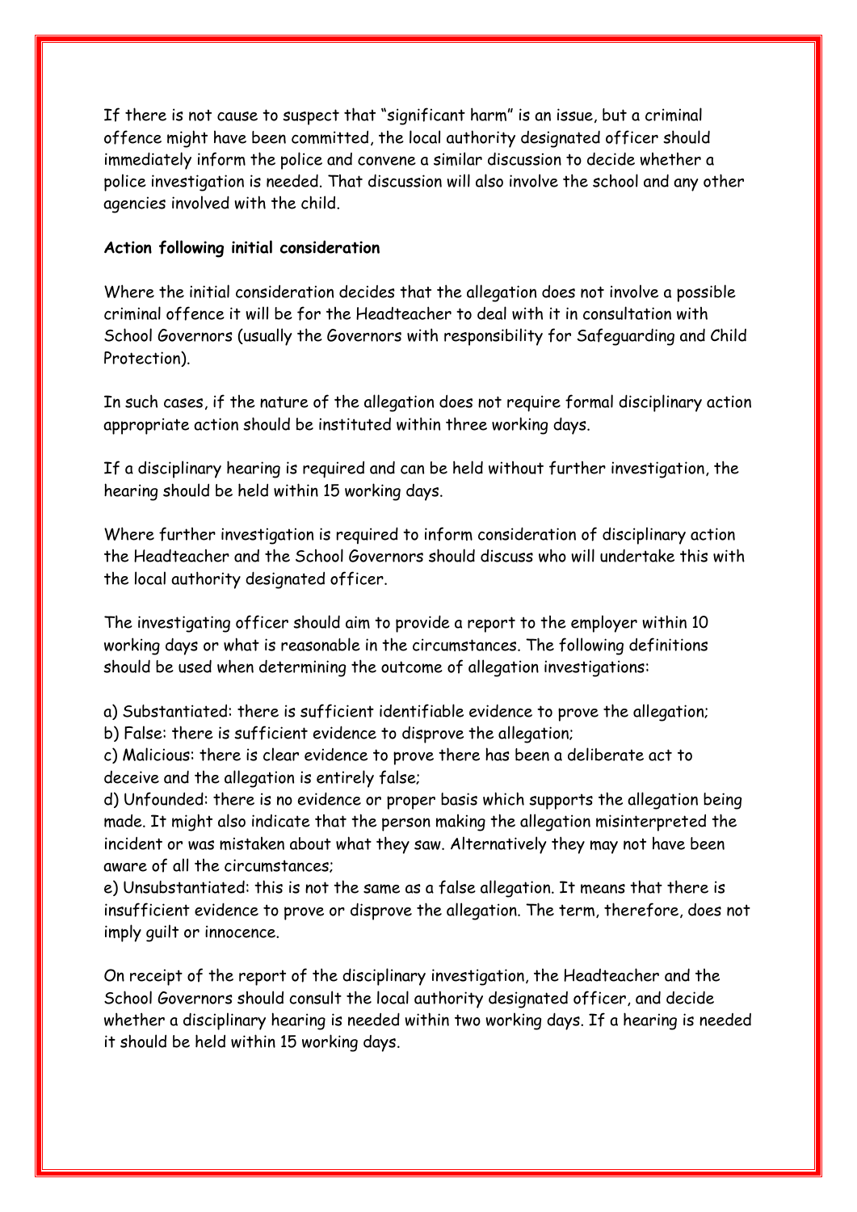If there is not cause to suspect that "significant harm" is an issue, but a criminal offence might have been committed, the local authority designated officer should immediately inform the police and convene a similar discussion to decide whether a police investigation is needed. That discussion will also involve the school and any other agencies involved with the child.

**Action following initial consideration**

Where the initial consideration decides that the allegation does not involve a possible criminal offence it will be for the Headteacher to deal with it in consultation with School Governors (usually the Governors with responsibility for Safeguarding and Child Protection).

In such cases, if the nature of the allegation does not require formal disciplinary action appropriate action should be instituted within three working days.

If a disciplinary hearing is required and can be held without further investigation, the hearing should be held within 15 working days.

Where further investigation is required to inform consideration of disciplinary action the Headteacher and the School Governors should discuss who will undertake this with the local authority designated officer.

The investigating officer should aim to provide a report to the employer within 10 working days or what is reasonable in the circumstances. The following definitions should be used when determining the outcome of allegation investigations:

a) Substantiated: there is sufficient identifiable evidence to prove the allegation;
b) False: there is sufficient evidence to disprove the allegation;
c) Malicious: there is clear evidence to prove there has been a deliberate act to deceive and the allegation is entirely false;
d) Unfounded: there is no evidence or proper basis which supports the allegation being made. It might also indicate that the person making the allegation misinterpreted the incident or was mistaken about what they saw. Alternatively they may not have been aware of all the circumstances;
e) Unsubstantiated: this is not the same as a false allegation. It means that there is insufficient evidence to prove or disprove the allegation. The term, therefore, does not imply guilt or innocence.

On receipt of the report of the disciplinary investigation, the Headteacher and the School Governors should consult the local authority designated officer, and decide whether a disciplinary hearing is needed within two working days. If a hearing is needed it should be held within 15 working days.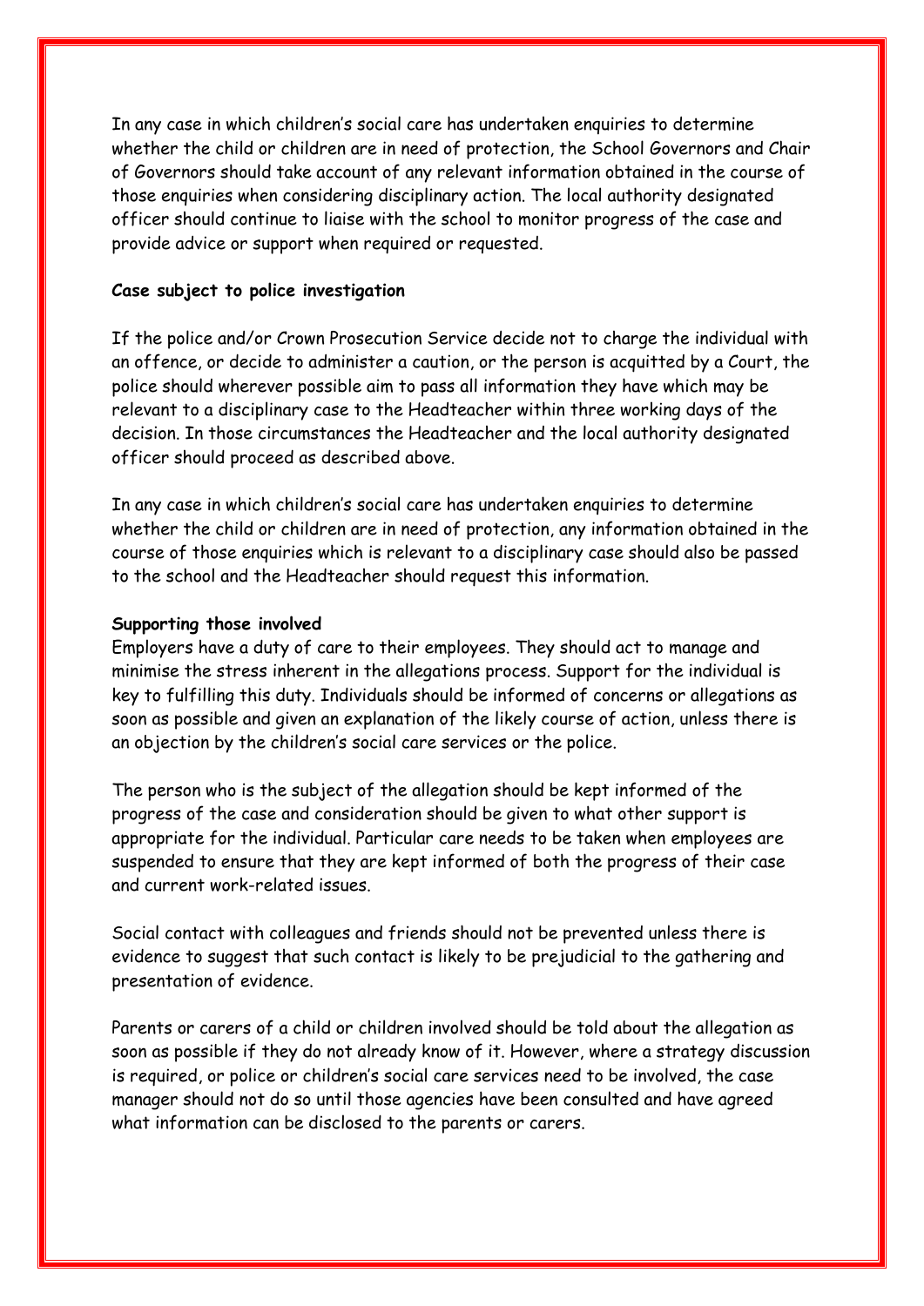In any case in which children's social care has undertaken enquiries to determine whether the child or children are in need of protection, the School Governors and Chair of Governors should take account of any relevant information obtained in the course of those enquiries when considering disciplinary action. The local authority designated officer should continue to liaise with the school to monitor progress of the case and provide advice or support when required or requested.

**Case subject to police investigation**

If the police and/or Crown Prosecution Service decide not to charge the individual with an offence, or decide to administer a caution, or the person is acquitted by a Court, the police should wherever possible aim to pass all information they have which may be relevant to a disciplinary case to the Headteacher within three working days of the decision. In those circumstances the Headteacher and the local authority designated officer should proceed as described above.

In any case in which children's social care has undertaken enquiries to determine whether the child or children are in need of protection, any information obtained in the course of those enquiries which is relevant to a disciplinary case should also be passed to the school and the Headteacher should request this information.

**Supporting those involved**

Employers have a duty of care to their employees. They should act to manage and minimise the stress inherent in the allegations process. Support for the individual is key to fulfilling this duty. Individuals should be informed of concerns or allegations as soon as possible and given an explanation of the likely course of action, unless there is an objection by the children's social care services or the police.

The person who is the subject of the allegation should be kept informed of the progress of the case and consideration should be given to what other support is appropriate for the individual. Particular care needs to be taken when employees are suspended to ensure that they are kept informed of both the progress of their case and current work-related issues.

Social contact with colleagues and friends should not be prevented unless there is evidence to suggest that such contact is likely to be prejudicial to the gathering and presentation of evidence.

Parents or carers of a child or children involved should be told about the allegation as soon as possible if they do not already know of it. However, where a strategy discussion is required, or police or children's social care services need to be involved, the case manager should not do so until those agencies have been consulted and have agreed what information can be disclosed to the parents or carers.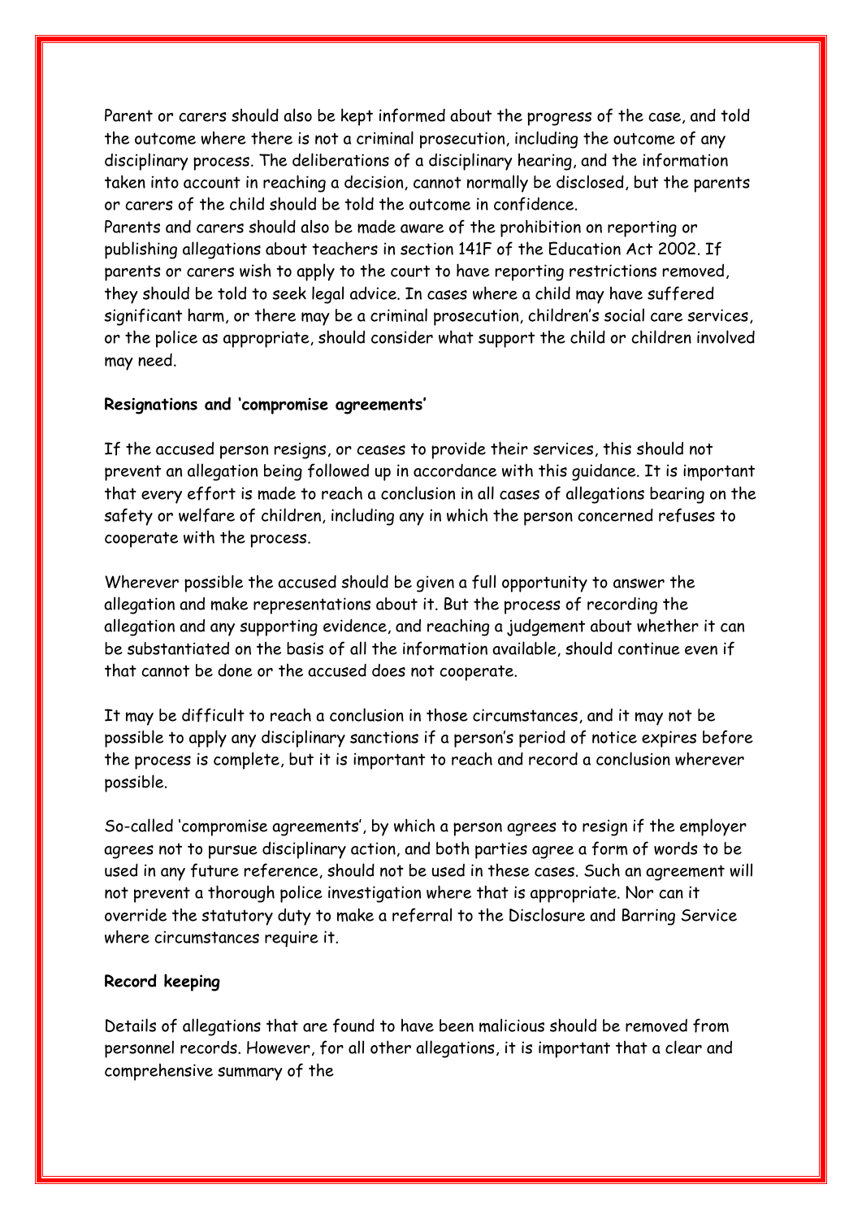Parent or carers should also be kept informed about the progress of the case, and told the outcome where there is not a criminal prosecution, including the outcome of any disciplinary process. The deliberations of a disciplinary hearing, and the information taken into account in reaching a decision, cannot normally be disclosed, but the parents or carers of the child should be told the outcome in confidence.
Parents and carers should also be made aware of the prohibition on reporting or publishing allegations about teachers in section 141F of the Education Act 2002. If parents or carers wish to apply to the court to have reporting restrictions removed, they should be told to seek legal advice. In cases where a child may have suffered significant harm, or there may be a criminal prosecution, children's social care services, or the police as appropriate, should consider what support the child or children involved may need.

**Resignations and 'compromise agreements'**

If the accused person resigns, or ceases to provide their services, this should not prevent an allegation being followed up in accordance with this guidance. It is important that every effort is made to reach a conclusion in all cases of allegations bearing on the safety or welfare of children, including any in which the person concerned refuses to cooperate with the process.

Wherever possible the accused should be given a full opportunity to answer the allegation and make representations about it. But the process of recording the allegation and any supporting evidence, and reaching a judgement about whether it can be substantiated on the basis of all the information available, should continue even if that cannot be done or the accused does not cooperate.

It may be difficult to reach a conclusion in those circumstances, and it may not be possible to apply any disciplinary sanctions if a person's period of notice expires before the process is complete, but it is important to reach and record a conclusion wherever possible.

So-called 'compromise agreements', by which a person agrees to resign if the employer agrees not to pursue disciplinary action, and both parties agree a form of words to be used in any future reference, should not be used in these cases. Such an agreement will not prevent a thorough police investigation where that is appropriate. Nor can it override the statutory duty to make a referral to the Disclosure and Barring Service where circumstances require it.

**Record keeping**

Details of allegations that are found to have been malicious should be removed from personnel records. However, for all other allegations, it is important that a clear and comprehensive summary of the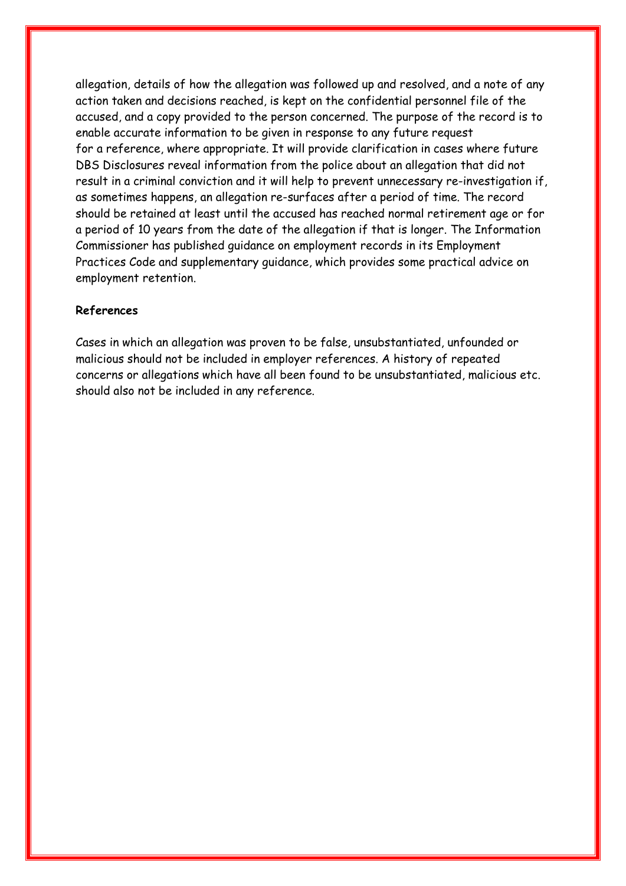allegation, details of how the allegation was followed up and resolved, and a note of any action taken and decisions reached, is kept on the confidential personnel file of the accused, and a copy provided to the person concerned. The purpose of the record is to enable accurate information to be given in response to any future request for a reference, where appropriate. It will provide clarification in cases where future DBS Disclosures reveal information from the police about an allegation that did not result in a criminal conviction and it will help to prevent unnecessary re-investigation if, as sometimes happens, an allegation re-surfaces after a period of time. The record should be retained at least until the accused has reached normal retirement age or for a period of 10 years from the date of the allegation if that is longer. The Information Commissioner has published guidance on employment records in its Employment Practices Code and supplementary guidance, which provides some practical advice on employment retention.

**References**

Cases in which an allegation was proven to be false, unsubstantiated, unfounded or malicious should not be included in employer references. A history of repeated concerns or allegations which have all been found to be unsubstantiated, malicious etc. should also not be included in any reference.